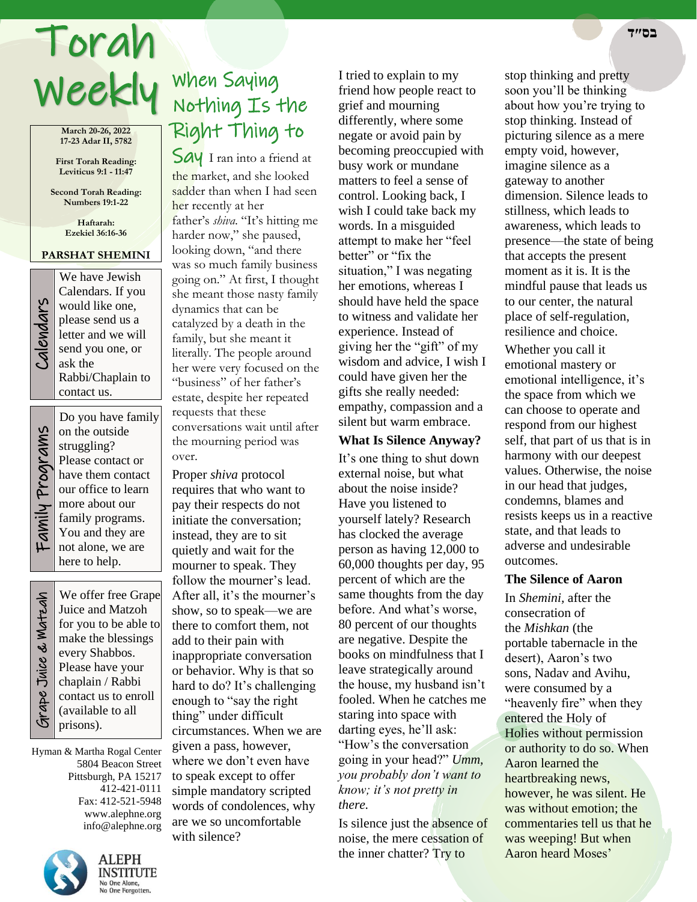בס״ד

# Torah Weekly

**March 20-26, 2022**
**17-23 Adar II, 5782**

**First Torah Reading:**
**Leviticus 9:1 - 11:47**

**Second Torah Reading:**
**Numbers 19:1-22**

**Haftarah:**
**Ezekiel 36:16-36**

**PARSHAT SHEMINI**

### Calendars

We have Jewish Calendars. If you would like one, please send us a letter and we will send you one, or ask the Rabbi/Chaplain to contact us.

### Family Programs

Do you have family on the outside struggling? Please contact or have them contact our office to learn more about our family programs. You and they are not alone, we are here to help.

### Grape Juice & Matzah

We offer free Grape Juice and Matzoh for you to be able to make the blessings every Shabbos. Please have your chaplain / Rabbi contact us to enroll (available to all prisons).

Hyman & Martha Rogal Center
5804 Beacon Street
Pittsburgh, PA 15217
412-421-0111
Fax: 412-521-5948
www.alephne.org
info@alephne.org

ALEPH INSTITUTE
No One Alone,
No One Forgotten.

## When Saying Nothing Is the Right Thing to Say

I ran into a friend at the market, and she looked sadder than when I had seen her recently at her father's *shiva.* "It's hitting me harder now," she paused, looking down, "and there was so much family business going on." At first, I thought she meant those nasty family dynamics that can be catalyzed by a death in the family, but she meant it literally. The people around her were very focused on the "business" of her father's estate, despite her repeated requests that these conversations wait until after the mourning period was over.

Proper *shiva* protocol requires that who want to pay their respects do not initiate the conversation; instead, they are to sit quietly and wait for the mourner to speak. They follow the mourner's lead. After all, it's the mourner's show, so to speak—we are there to comfort them, not add to their pain with inappropriate conversation or behavior. Why is that so hard to do? It's challenging enough to "say the right thing" under difficult circumstances. When we are given a pass, however, where we don't even have to speak except to offer simple mandatory scripted words of condolences, why are we so uncomfortable with silence?

I tried to explain to my friend how people react to grief and mourning differently, where some negate or avoid pain by becoming preoccupied with busy work or mundane matters to feel a sense of control. Looking back, I wish I could take back my words. In a misguided attempt to make her "feel better" or "fix the situation," I was negating her emotions, whereas I should have held the space to witness and validate her experience. Instead of giving her the "gift" of my wisdom and advice, I wish I could have given her the gifts she really needed: empathy, compassion and a silent but warm embrace.

### What Is Silence Anyway?

It's one thing to shut down external noise, but what about the noise inside? Have you listened to yourself lately? Research has clocked the average person as having 12,000 to 60,000 thoughts per day, 95 percent of which are the same thoughts from the day before. And what's worse, 80 percent of our thoughts are negative. Despite the books on mindfulness that I leave strategically around the house, my husband isn't fooled. When he catches me staring into space with darting eyes, he'll ask: "How's the conversation going in your head?" *Umm, you probably don't want to know; it's not pretty in there.*

Is silence just the absence of noise, the mere cessation of the inner chatter? Try to stop thinking and pretty soon you'll be thinking about how you're trying to stop thinking. Instead of picturing silence as a mere empty void, however, imagine silence as a gateway to another dimension. Silence leads to stillness, which leads to awareness, which leads to presence—the state of being that accepts the present moment as it is. It is the mindful pause that leads us to our center, the natural place of self-regulation, resilience and choice.

Whether you call it emotional mastery or emotional intelligence, it's the space from which we can choose to operate and respond from our highest self, that part of us that is in harmony with our deepest values. Otherwise, the noise in our head that judges, condemns, blames and resists keeps us in a reactive state, and that leads to adverse and undesirable outcomes.

### The Silence of Aaron

In *Shemini,* after the consecration of the *Mishkan* (the portable tabernacle in the desert), Aaron's two sons, Nadav and Avihu, were consumed by a "heavenly fire" when they entered the Holy of Holies without permission or authority to do so. When Aaron learned the heartbreaking news, however, he was silent. He was without emotion; the commentaries tell us that he was weeping! But when Aaron heard Moses'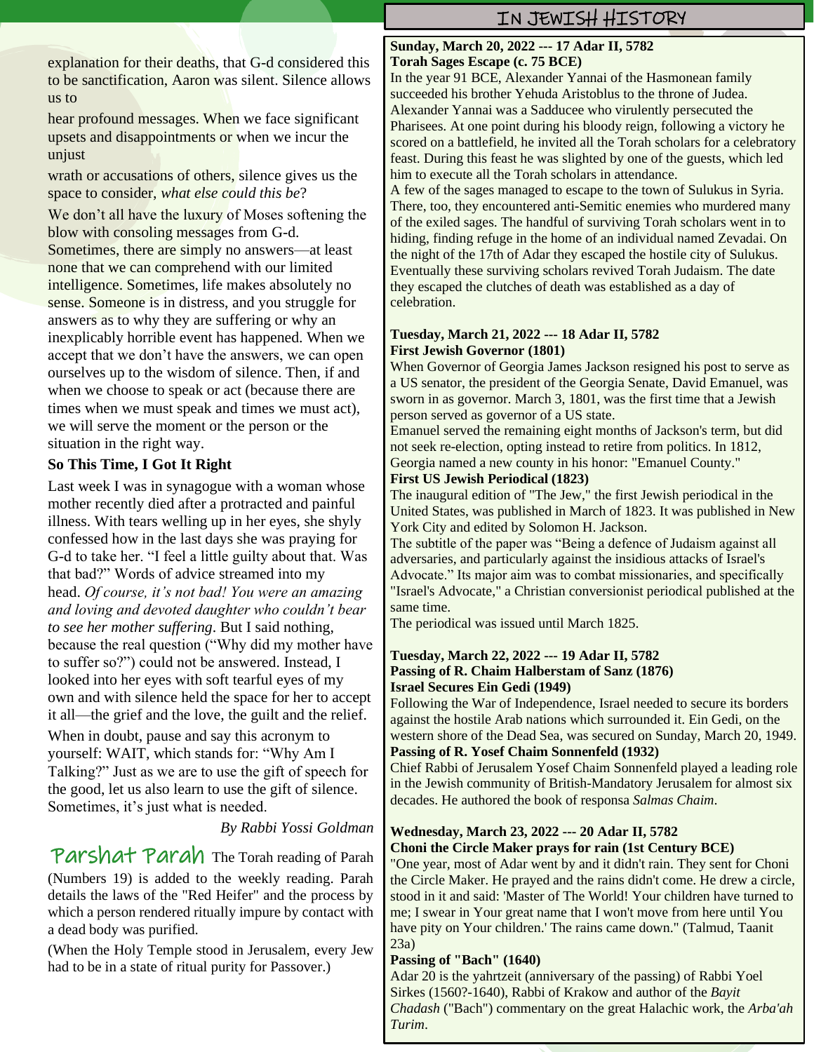explanation for their deaths, that G-d considered this to be sanctification, Aaron was silent. Silence allows us to

hear profound messages. When we face significant upsets and disappointments or when we incur the unjust

wrath or accusations of others, silence gives us the space to consider, *what else could this be*?

We don't all have the luxury of Moses softening the blow with consoling messages from G-d. Sometimes, there are simply no answers—at least none that we can comprehend with our limited intelligence. Sometimes, life makes absolutely no sense. Someone is in distress, and you struggle for answers as to why they are suffering or why an inexplicably horrible event has happened. When we accept that we don't have the answers, we can open ourselves up to the wisdom of silence. Then, if and when we choose to speak or act (because there are times when we must speak and times we must act), we will serve the moment or the person or the situation in the right way.

**So This Time, I Got It Right**

Last week I was in synagogue with a woman whose mother recently died after a protracted and painful illness. With tears welling up in her eyes, she shyly confessed how in the last days she was praying for G-d to take her. "I feel a little guilty about that. Was that bad?" Words of advice streamed into my head. *Of course, it's not bad! You were an amazing and loving and devoted daughter who couldn't bear to see her mother suffering*. But I said nothing, because the real question ("Why did my mother have to suffer so?") could not be answered. Instead, I looked into her eyes with soft tearful eyes of my own and with silence held the space for her to accept it all—the grief and the love, the guilt and the relief.

When in doubt, pause and say this acronym to yourself: WAIT, which stands for: "Why Am I Talking?" Just as we are to use the gift of speech for the good, let us also learn to use the gift of silence. Sometimes, it's just what is needed.

*By Rabbi Yossi Goldman*

## Parshat Parah

The Torah reading of Parah (Numbers 19) is added to the weekly reading. Parah details the laws of the "Red Heifer" and the process by which a person rendered ritually impure by contact with a dead body was purified.

(When the Holy Temple stood in Jerusalem, every Jew had to be in a state of ritual purity for Passover.)

## IN JEWISH HISTORY

**Sunday, March 20, 2022 --- 17 Adar II, 5782**
**Torah Sages Escape (c. 75 BCE)**

In the year 91 BCE, Alexander Yannai of the Hasmonean family succeeded his brother Yehuda Aristoblus to the throne of Judea. Alexander Yannai was a Sadducee who virulently persecuted the Pharisees. At one point during his bloody reign, following a victory he scored on a battlefield, he invited all the Torah scholars for a celebratory feast. During this feast he was slighted by one of the guests, which led him to execute all the Torah scholars in attendance.

A few of the sages managed to escape to the town of Sulukus in Syria. There, too, they encountered anti-Semitic enemies who murdered many of the exiled sages. The handful of surviving Torah scholars went in to hiding, finding refuge in the home of an individual named Zevadai. On the night of the 17th of Adar they escaped the hostile city of Sulukus. Eventually these surviving scholars revived Torah Judaism. The date they escaped the clutches of death was established as a day of celebration.

**Tuesday, March 21, 2022 --- 18 Adar II, 5782**
**First Jewish Governor (1801)**

When Governor of Georgia James Jackson resigned his post to serve as a US senator, the president of the Georgia Senate, David Emanuel, was sworn in as governor. March 3, 1801, was the first time that a Jewish person served as governor of a US state.

Emanuel served the remaining eight months of Jackson's term, but did not seek re-election, opting instead to retire from politics. In 1812, Georgia named a new county in his honor: "Emanuel County."

**First US Jewish Periodical (1823)**

The inaugural edition of "The Jew," the first Jewish periodical in the United States, was published in March of 1823. It was published in New York City and edited by Solomon H. Jackson.

The subtitle of the paper was "Being a defence of Judaism against all adversaries, and particularly against the insidious attacks of Israel's Advocate." Its major aim was to combat missionaries, and specifically "Israel's Advocate," a Christian conversionist periodical published at the same time.

The periodical was issued until March 1825.

**Tuesday, March 22, 2022 --- 19 Adar II, 5782**
**Passing of R. Chaim Halberstam of Sanz (1876)**
**Israel Secures Ein Gedi (1949)**

Following the War of Independence, Israel needed to secure its borders against the hostile Arab nations which surrounded it. Ein Gedi, on the western shore of the Dead Sea, was secured on Sunday, March 20, 1949.

**Passing of R. Yosef Chaim Sonnenfeld (1932)**

Chief Rabbi of Jerusalem Yosef Chaim Sonnenfeld played a leading role in the Jewish community of British-Mandatory Jerusalem for almost six decades. He authored the book of responsa *Salmas Chaim*.

**Wednesday, March 23, 2022 --- 20 Adar II, 5782**
**Choni the Circle Maker prays for rain (1st Century BCE)**

"One year, most of Adar went by and it didn't rain. They sent for Choni the Circle Maker. He prayed and the rains didn't come. He drew a circle, stood in it and said: 'Master of The World! Your children have turned to me; I swear in Your great name that I won't move from here until You have pity on Your children.' The rains came down." (Talmud, Taanit 23a)

**Passing of "Bach" (1640)**

Adar 20 is the yahrtzeit (anniversary of the passing) of Rabbi Yoel Sirkes (1560?-1640), Rabbi of Krakow and author of the *Bayit Chadash* ("Bach") commentary on the great Halachic work, the *Arba'ah Turim*.